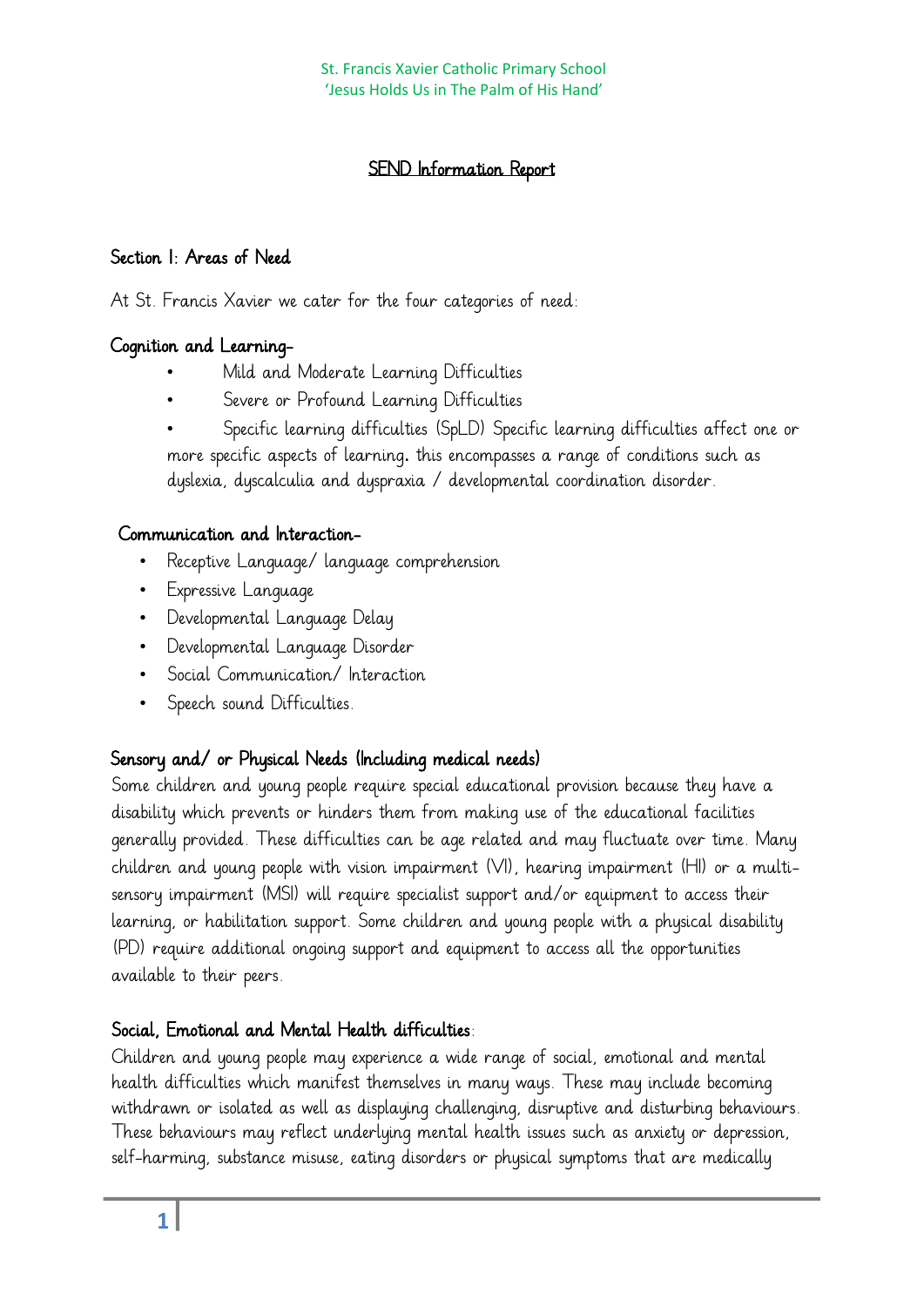St. Francis Xavier Catholic Primary School
'Jesus Holds Us in The Palm of His Hand'

# SEND Information Report

## Section 1: Areas of Need

At St. Francis Xavier we cater for the four categories of need:

### Cognition and Learning-

- Mild and Moderate Learning Difficulties
- Severe or Profound Learning Difficulties
- Specific learning difficulties (SpLD) Specific learning difficulties affect one or more specific aspects of learning. this encompasses a range of conditions such as dyslexia, dyscalculia and dyspraxia / developmental coordination disorder.

### Communication and Interaction-

- Receptive Language/ language comprehension
- Expressive Language
- Developmental Language Delay
- Developmental Language Disorder
- Social Communication/ Interaction
- Speech sound Difficulties.

### Sensory and/ or Physical Needs (Including medical needs)

Some children and young people require special educational provision because they have a disability which prevents or hinders them from making use of the educational facilities generally provided. These difficulties can be age related and may fluctuate over time. Many children and young people with vision impairment (VI), hearing impairment (HI) or a multi-sensory impairment (MSI) will require specialist support and/or equipment to access their learning, or habilitation support. Some children and young people with a physical disability (PD) require additional ongoing support and equipment to access all the opportunities available to their peers.

### Social, Emotional and Mental Health difficulties:

Children and young people may experience a wide range of social, emotional and mental health difficulties which manifest themselves in many ways. These may include becoming withdrawn or isolated as well as displaying challenging, disruptive and disturbing behaviours. These behaviours may reflect underlying mental health issues such as anxiety or depression, self-harming, substance misuse, eating disorders or physical symptoms that are medically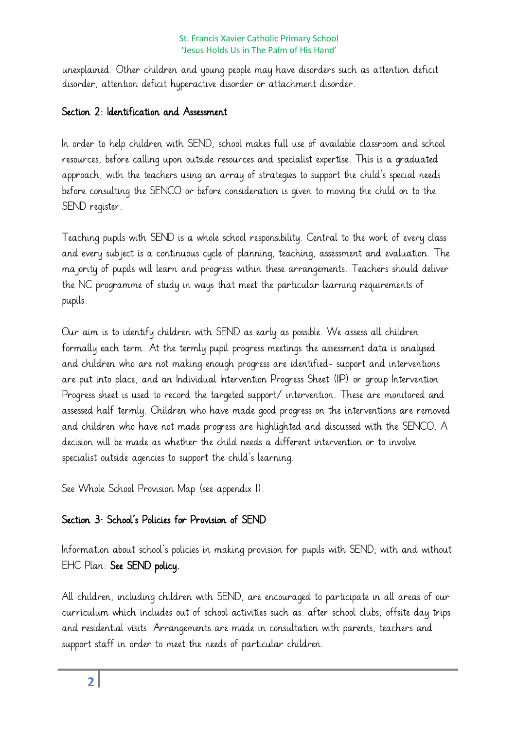unexplained. Other children and young people may have disorders such as attention deficit disorder, attention deficit hyperactive disorder or attachment disorder.

## Section 2: Identification and Assessment

In order to help children with SEND, school makes full use of available classroom and school resources, before calling upon outside resources and specialist expertise. This is a graduated approach, with the teachers using an array of strategies to support the child's special needs before consulting the SENCO or before consideration is given to moving the child on to the SEND register.

Teaching pupils with SEND is a whole school responsibility. Central to the work of every class and every subject is a continuous cycle of planning, teaching, assessment and evaluation. The majority of pupils will learn and progress within these arrangements. Teachers should deliver the NC programme of study in ways that meet the particular learning requirements of pupils.

Our aim is to identify children with SEND as early as possible. We assess all children formally each term. At the termly pupil progress meetings the assessment data is analysed and children who are not making enough progress are identified- support and interventions are put into place, and an Individual Intervention Progress Sheet (IIP) or group Intervention Progress sheet is used to record the targeted support/ intervention. These are monitored and assessed half termly. Children who have made good progress on the interventions are removed and children who have not made progress are highlighted and discussed with the SENCO. A decision will be made as whether the child needs a different intervention or to involve specialist outside agencies to support the child's learning.

See Whole School Provision Map (see appendix 1).

## Section 3: School's Policies for Provision of SEND

Information about school's policies in making provision for pupils with SEND; with and without EHC Plan: **See SEND policy.**

All children, including children with SEND, are encouraged to participate in all areas of our curriculum which includes out of school activities such as: after school clubs; offsite day trips and residential visits. Arrangements are made in consultation with parents, teachers and support staff in order to meet the needs of particular children.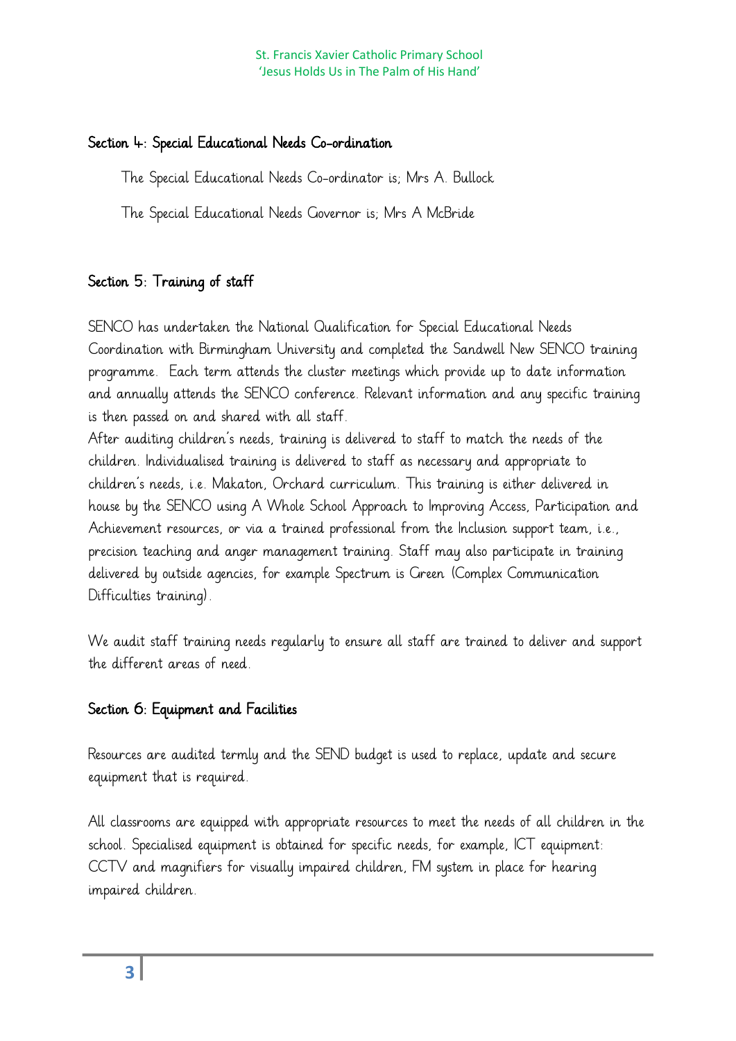## Section 4: Special Educational Needs Co-ordination

The Special Educational Needs Co-ordinator is; Mrs A. Bullock

The Special Educational Needs Governor is; Mrs A McBride

## Section 5: Training of staff

SENCO has undertaken the National Qualification for Special Educational Needs Coordination with Birmingham University and completed the Sandwell New SENCO training programme. Each term attends the cluster meetings which provide up to date information and annually attends the SENCO conference. Relevant information and any specific training is then passed on and shared with all staff.

After auditing children's needs, training is delivered to staff to match the needs of the children. Individualised training is delivered to staff as necessary and appropriate to children's needs, i.e. Makaton, Orchard curriculum. This training is either delivered in house by the SENCO using A Whole School Approach to Improving Access, Participation and Achievement resources, or via a trained professional from the Inclusion support team, i.e., precision teaching and anger management training. Staff may also participate in training delivered by outside agencies, for example Spectrum is Green (Complex Communication Difficulties training).

We audit staff training needs regularly to ensure all staff are trained to deliver and support the different areas of need.

## Section 6: Equipment and Facilities

Resources are audited termly and the SEND budget is used to replace, update and secure equipment that is required.

All classrooms are equipped with appropriate resources to meet the needs of all children in the school. Specialised equipment is obtained for specific needs, for example, ICT equipment: CCTV and magnifiers for visually impaired children, FM system in place for hearing impaired children.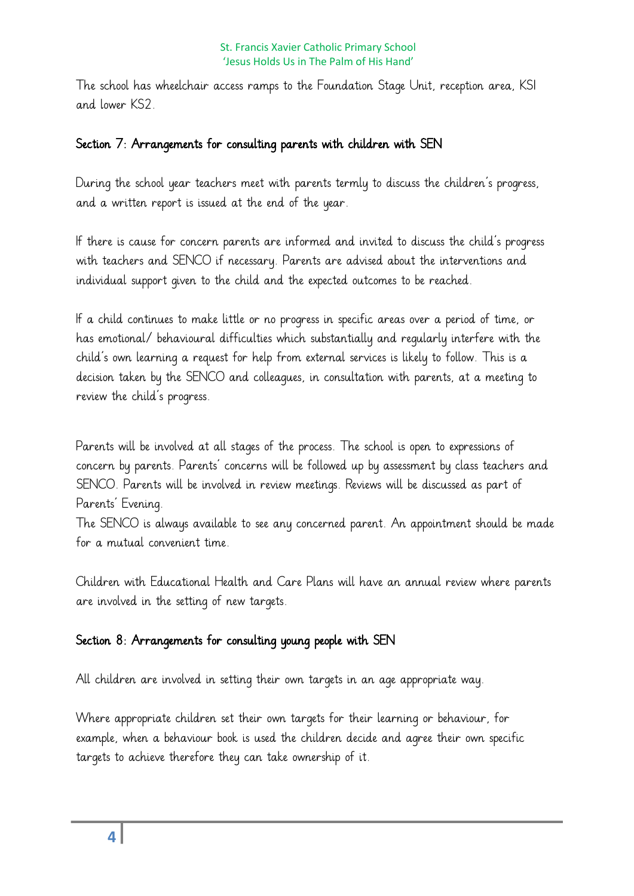The school has wheelchair access ramps to the Foundation Stage Unit, reception area, KS1 and lower KS2.

## Section 7: Arrangements for consulting parents with children with SEN

During the school year teachers meet with parents termly to discuss the children's progress, and a written report is issued at the end of the year.

If there is cause for concern parents are informed and invited to discuss the child's progress with teachers and SENCO if necessary. Parents are advised about the interventions and individual support given to the child and the expected outcomes to be reached.

If a child continues to make little or no progress in specific areas over a period of time, or has emotional/ behavioural difficulties which substantially and regularly interfere with the child's own learning a request for help from external services is likely to follow. This is a decision taken by the SENCO and colleagues, in consultation with parents, at a meeting to review the child's progress.

Parents will be involved at all stages of the process. The school is open to expressions of concern by parents. Parents' concerns will be followed up by assessment by class teachers and SENCO. Parents will be involved in review meetings. Reviews will be discussed as part of Parents' Evening.

The SENCO is always available to see any concerned parent. An appointment should be made for a mutual convenient time.

Children with Educational Health and Care Plans will have an annual review where parents are involved in the setting of new targets.

## Section 8: Arrangements for consulting young people with SEN

All children are involved in setting their own targets in an age appropriate way.

Where appropriate children set their own targets for their learning or behaviour, for example, when a behaviour book is used the children decide and agree their own specific targets to achieve therefore they can take ownership of it.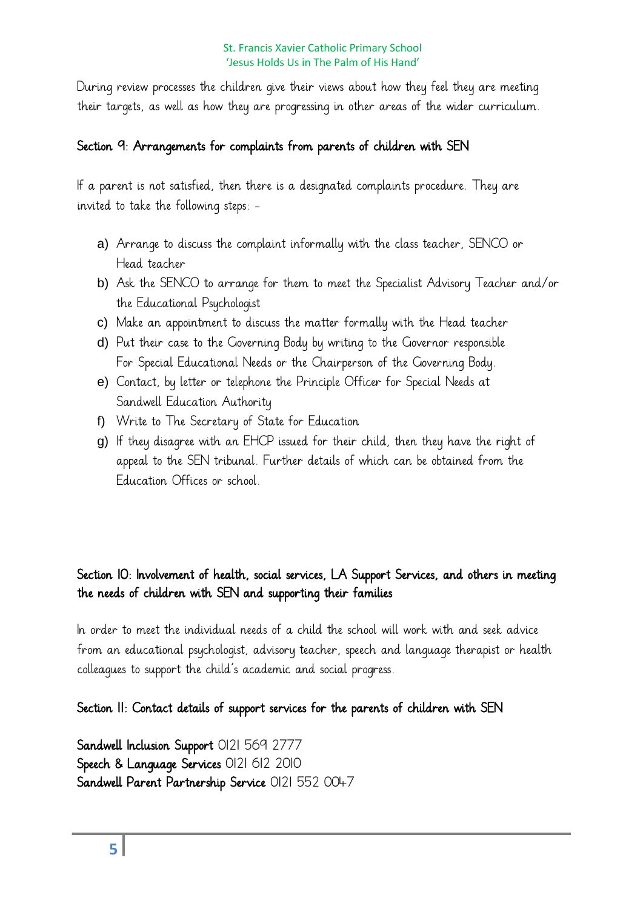During review processes the children give their views about how they feel they are meeting their targets, as well as how they are progressing in other areas of the wider curriculum.

## Section 9: Arrangements for complaints from parents of children with SEN

If a parent is not satisfied, then there is a designated complaints procedure. They are invited to take the following steps: -

a) Arrange to discuss the complaint informally with the class teacher, SENCO or Head teacher
b) Ask the SENCO to arrange for them to meet the Specialist Advisory Teacher and/or the Educational Psychologist
c) Make an appointment to discuss the matter formally with the Head teacher
d) Put their case to the Governing Body by writing to the Governor responsible For Special Educational Needs or the Chairperson of the Governing Body.
e) Contact, by letter or telephone the Principle Officer for Special Needs at Sandwell Education Authority
f) Write to The Secretary of State for Education
g) If they disagree with an EHCP issued for their child, then they have the right of appeal to the SEN tribunal. Further details of which can be obtained from the Education Offices or school.

## Section 10: Involvement of health, social services, LA Support Services, and others in meeting the needs of children with SEN and supporting their families

In order to meet the individual needs of a child the school will work with and seek advice from an educational psychologist, advisory teacher, speech and language therapist or health colleagues to support the child's academic and social progress.

## Section 11: Contact details of support services for the parents of children with SEN

**Sandwell Inclusion Support** 0121 569 2777
**Speech & Language Services** 0121 612 2010
**Sandwell Parent Partnership Service** 0121 552 0047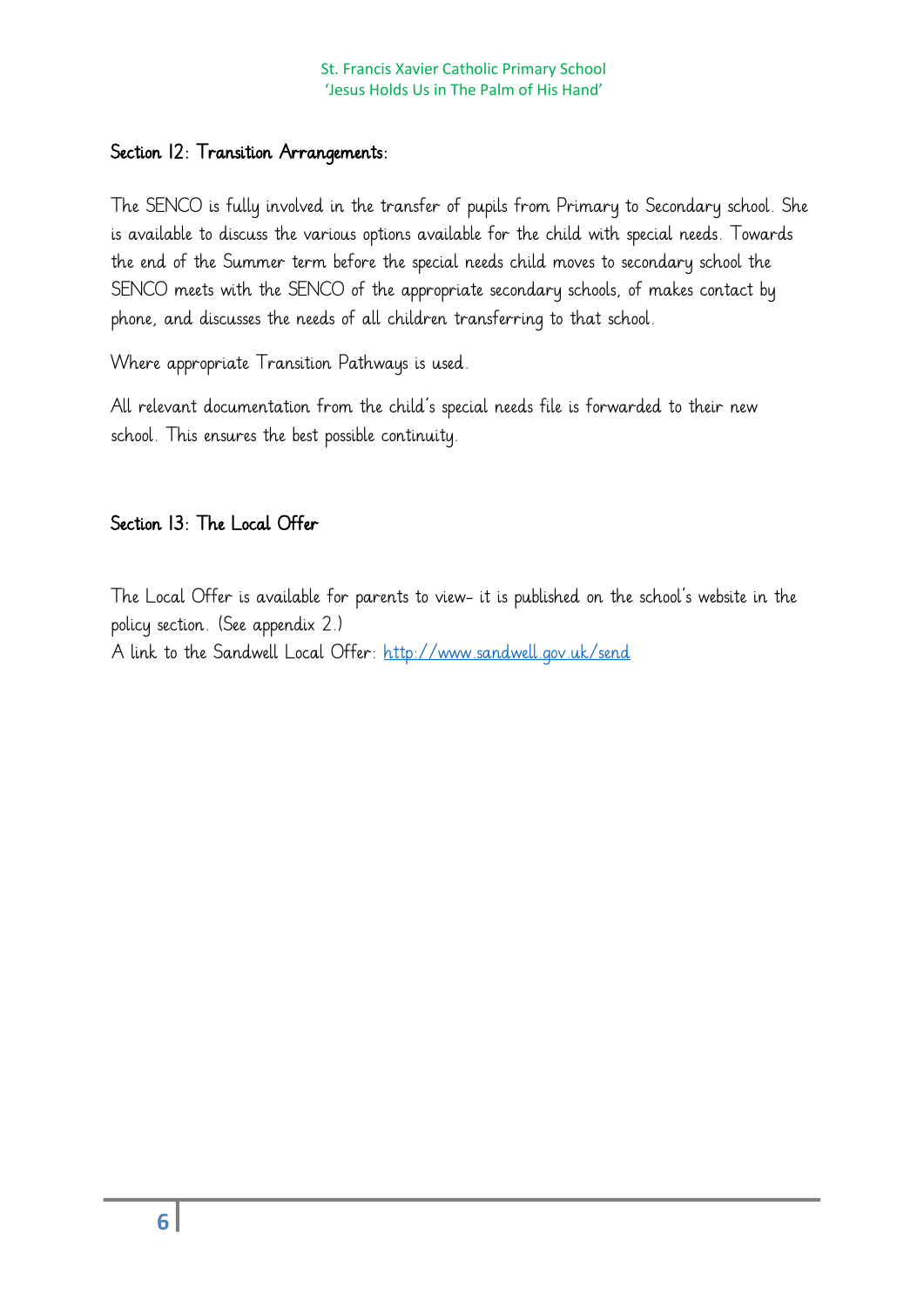## Section 12: Transition Arrangements:

The SENCO is fully involved in the transfer of pupils from Primary to Secondary school. She is available to discuss the various options available for the child with special needs. Towards the end of the Summer term before the special needs child moves to secondary school the SENCO meets with the SENCO of the appropriate secondary schools, of makes contact by phone, and discusses the needs of all children transferring to that school.

Where appropriate Transition Pathways is used.

All relevant documentation from the child's special needs file is forwarded to their new school. This ensures the best possible continuity.

## Section 13: The Local Offer

The Local Offer is available for parents to view- it is published on the school's website in the policy section. (See appendix 2.)
A link to the Sandwell Local Offer: [http://www.sandwell.gov.uk/send](http://www.sandwell.gov.uk/send)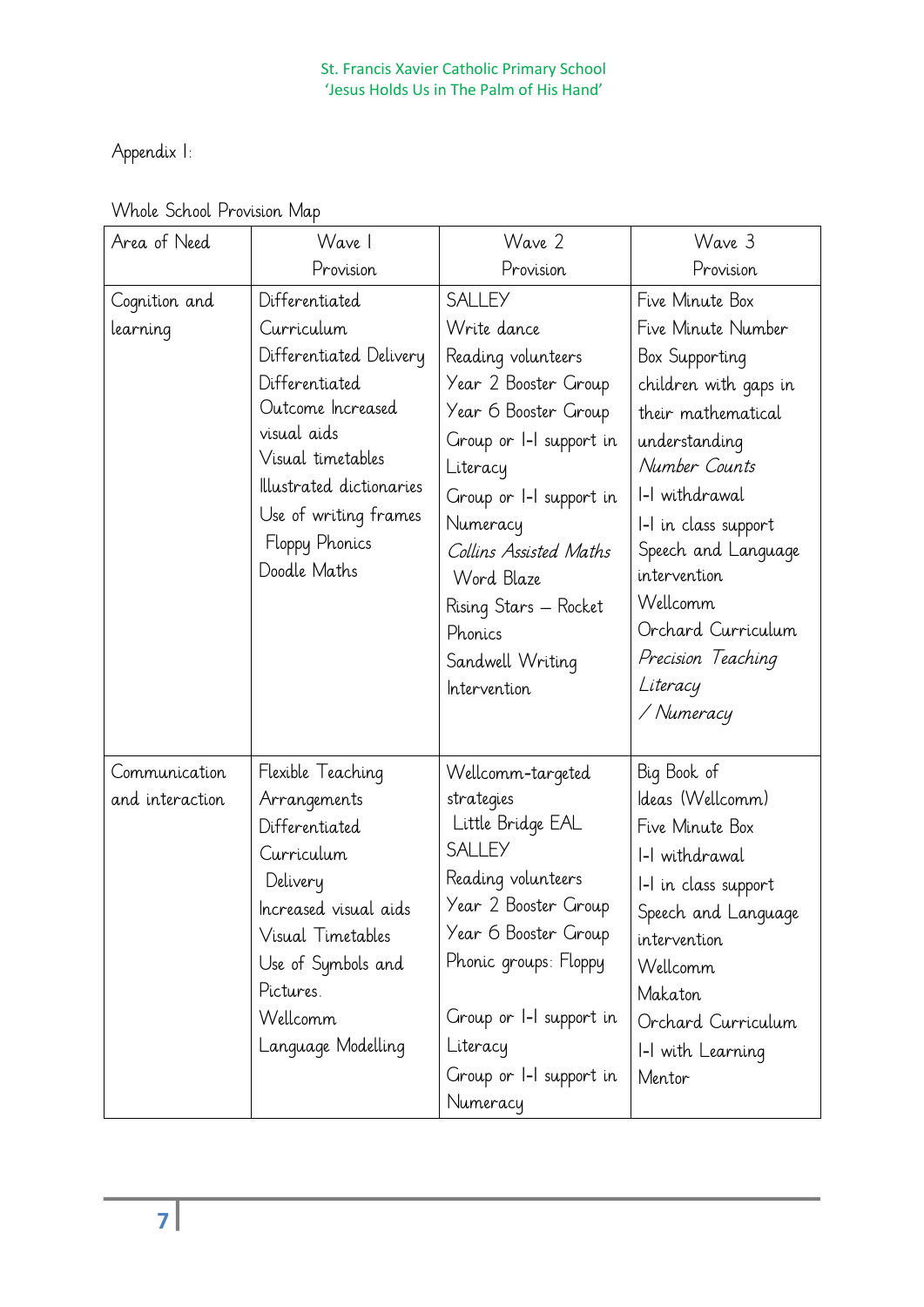Appendix 1:

Whole School Provision Map

| Area of Need | Wave 1 Provision | Wave 2 Provision | Wave 3 Provision |
|---|---|---|---|
| Cognition and learning | Differentiated Curriculum<br>Differentiated Delivery<br>Differentiated Outcome Increased visual aids<br>Visual timetables<br>Illustrated dictionaries<br>Use of writing frames<br>Floppy Phonics<br>Doodle Maths | SALLEY<br>Write dance<br>Reading volunteers<br>Year 2 Booster Group<br>Year 6 Booster Group<br>Group or 1-1 support in Literacy<br>Group or 1-1 support in Numeracy<br>*Collins Assisted Maths*<br>Word Blaze<br>Rising Stars – Rocket Phonics<br>Sandwell Writing Intervention | Five Minute Box<br>Five Minute Number Box Supporting children with gaps in their mathematical understanding<br>*Number Counts*<br>1-1 withdrawal<br>1-1 in class support<br>Speech and Language intervention<br>Wellcomm<br>Orchard Curriculum<br>*Precision Teaching Literacy / Numeracy* |
| Communication and interaction | Flexible Teaching Arrangements<br>Differentiated Curriculum Delivery<br>Increased visual aids<br>Visual Timetables<br>Use of Symbols and Pictures.<br>Wellcomm<br>Language Modelling | Wellcomm-targeted strategies<br>Little Bridge EAL<br>SALLEY<br>Reading volunteers<br>Year 2 Booster Group<br>Year 6 Booster Group<br>Phonic groups: Floppy<br>Group or 1-1 support in Literacy<br>Group or 1-1 support in Numeracy | Big Book of Ideas (Wellcomm)<br>Five Minute Box<br>1-1 withdrawal<br>1-1 in class support<br>Speech and Language intervention<br>Wellcomm<br>Makaton<br>Orchard Curriculum<br>1-1 with Learning Mentor |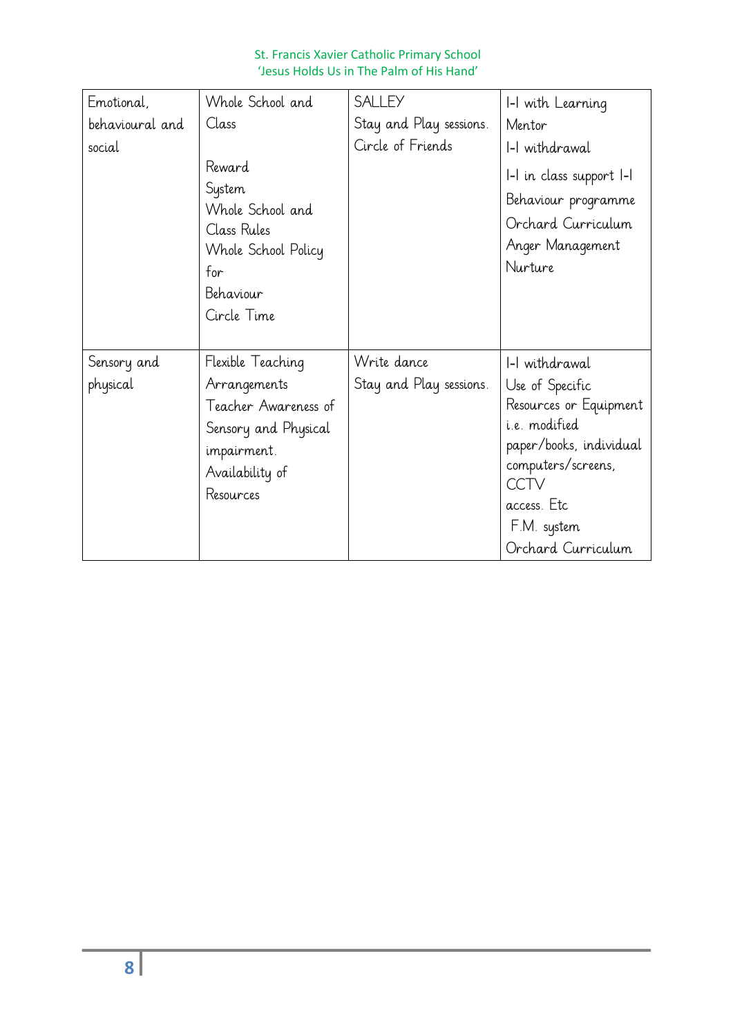| Emotional, behavioural and social | Whole School and Class<br><br>Reward System<br>Whole School and Class Rules<br>Whole School Policy for Behaviour<br>Circle Time | SALLEY<br>Stay and Play sessions.<br>Circle of Friends | 1-1 with Learning Mentor<br>1-1 withdrawal<br>1-1 in class support 1-1 Behaviour programme<br>Orchard Curriculum<br>Anger Management<br>Nurture |
|---|---|---|---|
| Sensory and physical | Flexible Teaching Arrangements<br>Teacher Awareness of Sensory and Physical impairment.<br>Availability of Resources | Write dance<br>Stay and Play sessions. | 1-1 withdrawal<br>Use of Specific Resources or Equipment i.e. modified paper/books, individual computers/screens, CCTV access. Etc<br>F.M. system<br>Orchard Curriculum |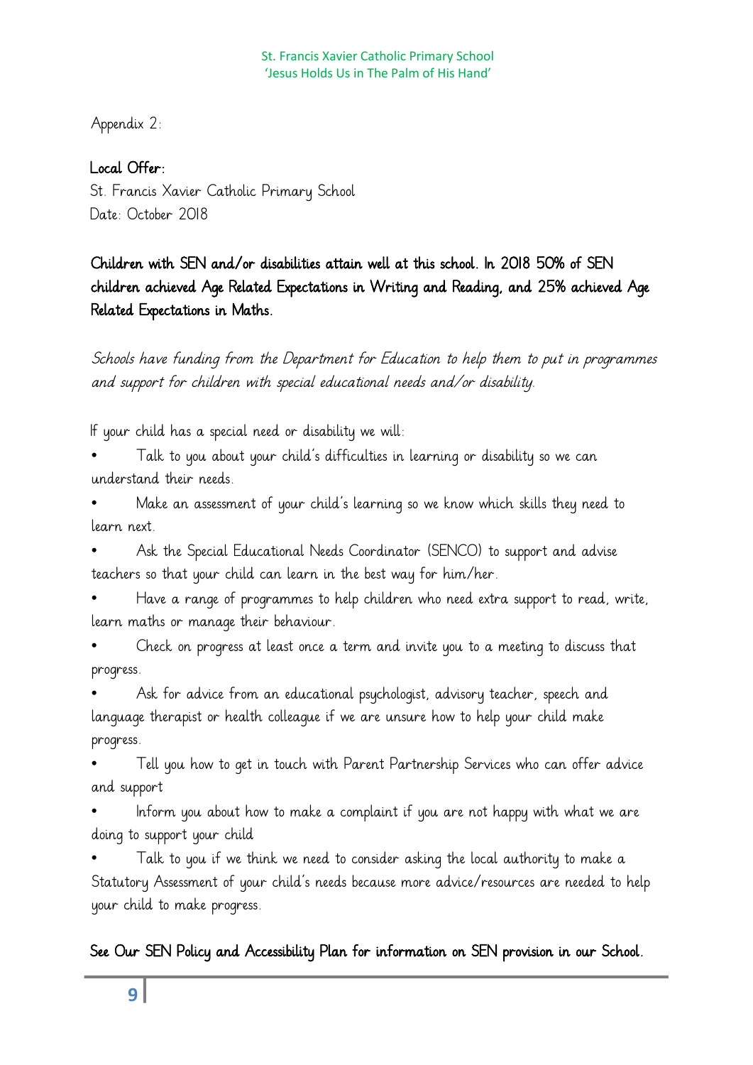Appendix 2:

**Local Offer:**

St. Francis Xavier Catholic Primary School

Date: October 2018

**Children with SEN and/or disabilities attain well at this school. In 2018 50% of SEN children achieved Age Related Expectations in Writing and Reading, and 25% achieved Age Related Expectations in Maths.**

*Schools have funding from the Department for Education to help them to put in programmes and support for children with special educational needs and/or disability.*

If your child has a special need or disability we will:

- Talk to you about your child's difficulties in learning or disability so we can understand their needs.
- Make an assessment of your child's learning so we know which skills they need to learn next.
- Ask the Special Educational Needs Coordinator (SENCO) to support and advise teachers so that your child can learn in the best way for him/her.
- Have a range of programmes to help children who need extra support to read, write, learn maths or manage their behaviour.
- Check on progress at least once a term and invite you to a meeting to discuss that progress.
- Ask for advice from an educational psychologist, advisory teacher, speech and language therapist or health colleague if we are unsure how to help your child make progress.
- Tell you how to get in touch with Parent Partnership Services who can offer advice and support
- Inform you about how to make a complaint if you are not happy with what we are doing to support your child
- Talk to you if we think we need to consider asking the local authority to make a Statutory Assessment of your child's needs because more advice/resources are needed to help your child to make progress.

**See Our SEN Policy and Accessibility Plan for information on SEN provision in our School.**